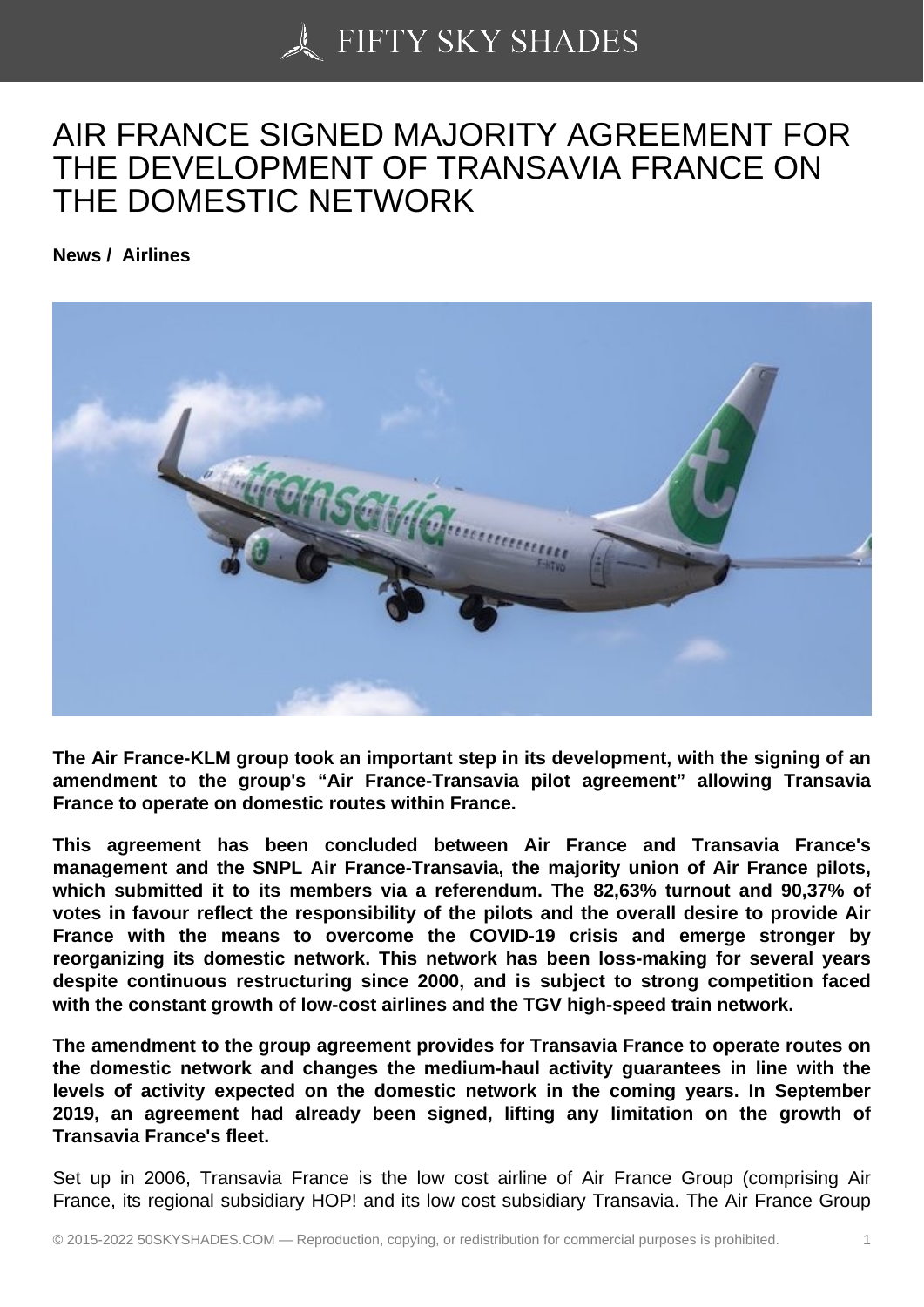# AIR FRANCE SIGNED MAJORITY AGREEMENT FOR THE DEVELOPMENT OF TRANSAVIA FRANCE ON THE DOMESTIC NETWORK

**News / Airlines**

**The Air France-KLM group took an important step in its development, with the signing of an amendment to the group's "Air France-Transavia pilot agreement" allowing Transavia France to operate on domestic routes within France.**

**This agreement has been concluded between Air France and Transavia France's management and the SNPL Air France-Transavia, the majority union of Air France pilots, which submitted it to its members via a referendum. The 82,63% turnout and 90,37% of votes in favour reflect the responsibility of the pilots and the overall desire to provide Air France with the means to overcome the COVID-19 crisis and emerge stronger by reorganizing its domestic network. This network has been loss-making for several years despite continuous restructuring since 2000, and is subject to strong competition faced with the constant growth of low-cost airlines and the TGV high-speed train network.**

**The amendment to the group agreement provides for Transavia France to operate routes on the domestic network and changes the medium-haul activity guarantees in line with the levels of activity expected on the domestic network in the coming years. In September 2019, an agreement had already been signed, lifting any limitation on the growth of Transavia France's fleet.**

Set up in 2006, Transavia France is the low cost airline of Air France Group (comprising Air France, its regional subsidiary HOP! and its low cost subsidiary Transavia. The Air France Group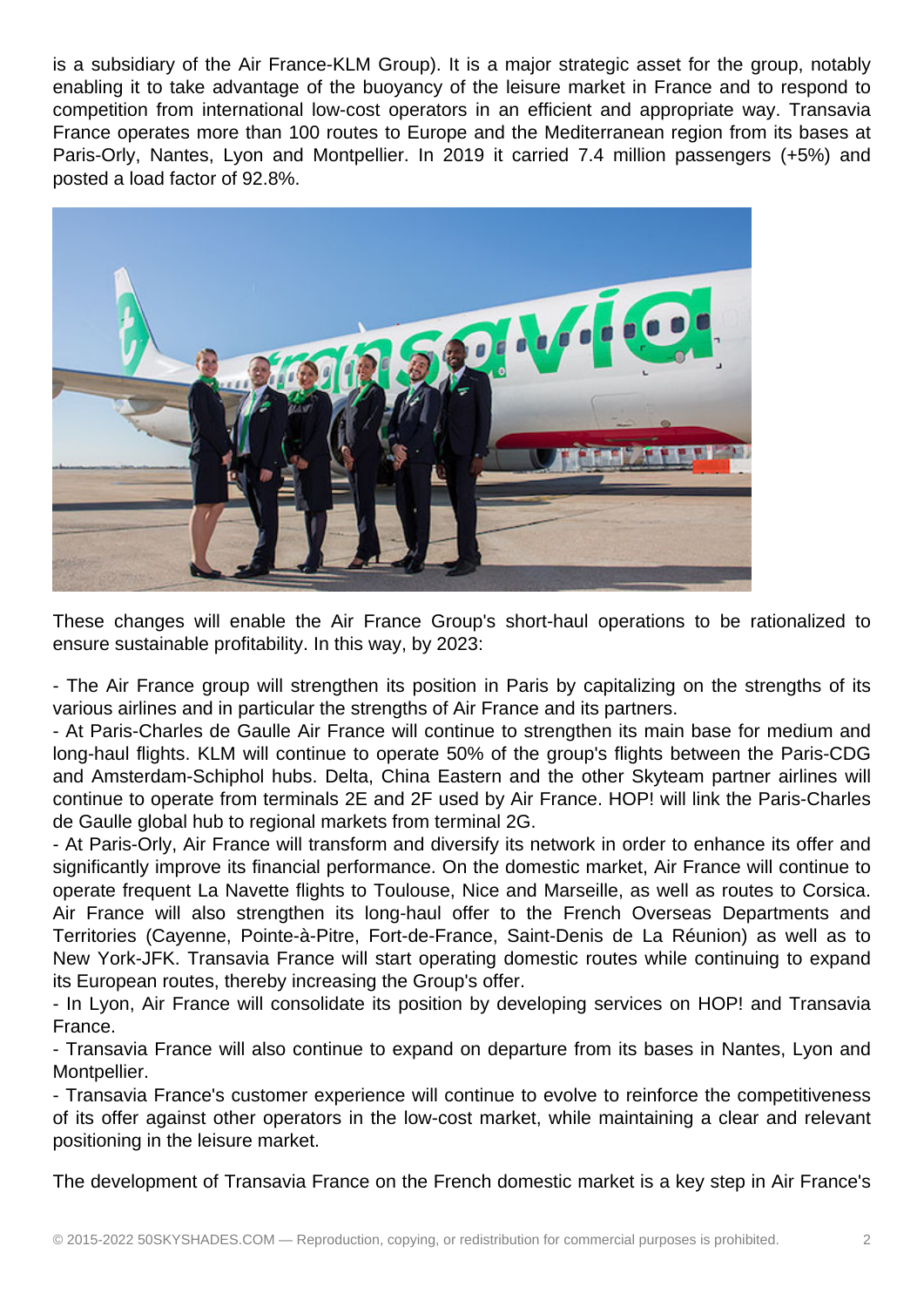is a subsidiary of the Air France-KLM Group). It is a major strategic asset for the group, notably enabling it to take advantage of the buoyancy of the leisure market in France and to respond to competition from international low-cost operators in an efficient and appropriate way. Transavia France operates more than 100 routes to Europe and the Mediterranean region from its bases at Paris-Orly, Nantes, Lyon and Montpellier. In 2019 it carried 7.4 million passengers (+5%) and posted a load factor of 92.8%.

These changes will enable the Air France Group's short-haul operations to be rationalized to ensure sustainable profitability. In this way, by 2023:

- The Air France group will strengthen its position in Paris by capitalizing on the strengths of its various airlines and in particular the strengths of Air France and its partners.
- At Paris-Charles de Gaulle Air France will continue to strengthen its main base for medium and long-haul flights. KLM will continue to operate 50% of the group's flights between the Paris-CDG and Amsterdam-Schiphol hubs. Delta, China Eastern and the other Skyteam partner airlines will continue to operate from terminals 2E and 2F used by Air France. HOP! will link the Paris-Charles de Gaulle global hub to regional markets from terminal 2G.
- At Paris-Orly, Air France will transform and diversify its network in order to enhance its offer and significantly improve its financial performance. On the domestic market, Air France will continue to operate frequent La Navette flights to Toulouse, Nice and Marseille, as well as routes to Corsica. Air France will also strengthen its long-haul offer to the French Overseas Departments and Territories (Cayenne, Pointe-à-Pitre, Fort-de-France, Saint-Denis de La Réunion) as well as to New York-JFK. Transavia France will start operating domestic routes while continuing to expand its European routes, thereby increasing the Group's offer.
- In Lyon, Air France will consolidate its position by developing services on HOP! and Transavia France.
- Transavia France will also continue to expand on departure from its bases in Nantes, Lyon and Montpellier.
- Transavia France's customer experience will continue to evolve to reinforce the competitiveness of its offer against other operators in the low-cost market, while maintaining a clear and relevant positioning in the leisure market.

The development of Transavia France on the French domestic market is a key step in Air France's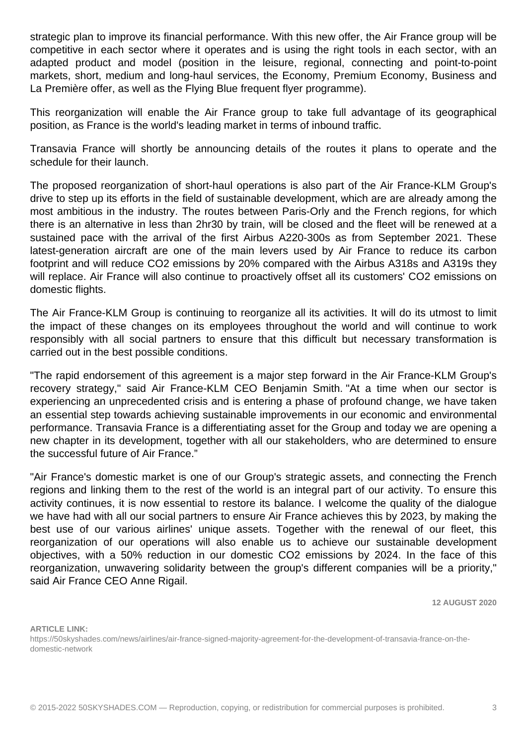strategic plan to improve its financial performance. With this new offer, the Air France group will be competitive in each sector where it operates and is using the right tools in each sector, with an adapted product and model (position in the leisure, regional, connecting and point-to-point markets, short, medium and long-haul services, the Economy, Premium Economy, Business and La Première offer, as well as the Flying Blue frequent flyer programme).

This reorganization will enable the Air France group to take full advantage of its geographical position, as France is the world's leading market in terms of inbound traffic.

Transavia France will shortly be announcing details of the routes it plans to operate and the schedule for their launch.

The proposed reorganization of short-haul operations is also part of the Air France-KLM Group's drive to step up its efforts in the field of sustainable development, which are are already among the most ambitious in the industry. The routes between Paris-Orly and the French regions, for which there is an alternative in less than 2hr30 by train, will be closed and the fleet will be renewed at a sustained pace with the arrival of the first Airbus A220-300s as from September 2021. These latest-generation aircraft are one of the main levers used by Air France to reduce its carbon footprint and will reduce $CO_2$ emissions by 20% compared with the Airbus A318s and A319s they will replace. Air France will also continue to proactively offset all its customers' $CO_2$ emissions on domestic flights.

The Air France-KLM Group is continuing to reorganize all its activities. It will do its utmost to limit the impact of these changes on its employees throughout the world and will continue to work responsibly with all social partners to ensure that this difficult but necessary transformation is carried out in the best possible conditions.

"The rapid endorsement of this agreement is a major step forward in the Air France-KLM Group's recovery strategy," said Air France-KLM CEO Benjamin Smith. "At a time when our sector is experiencing an unprecedented crisis and is entering a phase of profound change, we have taken an essential step towards achieving sustainable improvements in our economic and environmental performance. Transavia France is a differentiating asset for the Group and today we are opening a new chapter in its development, together with all our stakeholders, who are determined to ensure the successful future of Air France."

"Air France's domestic market is one of our Group's strategic assets, and connecting the French regions and linking them to the rest of the world is an integral part of our activity. To ensure this activity continues, it is now essential to restore its balance. I welcome the quality of the dialogue we have had with all our social partners to ensure Air France achieves this by 2023, by making the best use of our various airlines' unique assets. Together with the renewal of our fleet, this reorganization of our operations will also enable us to achieve our sustainable development objectives, with a 50% reduction in our domestic $CO_2$ emissions by 2024. In the face of this reorganization, unwavering solidarity between the group's different companies will be a priority," said Air France CEO Anne Rigail.

**12 AUGUST 2020**

**ARTICLE LINK:**
https://50skyshades.com/news/airlines/air-france-signed-majority-agreement-for-the-development-of-transavia-france-on-the-domestic-network